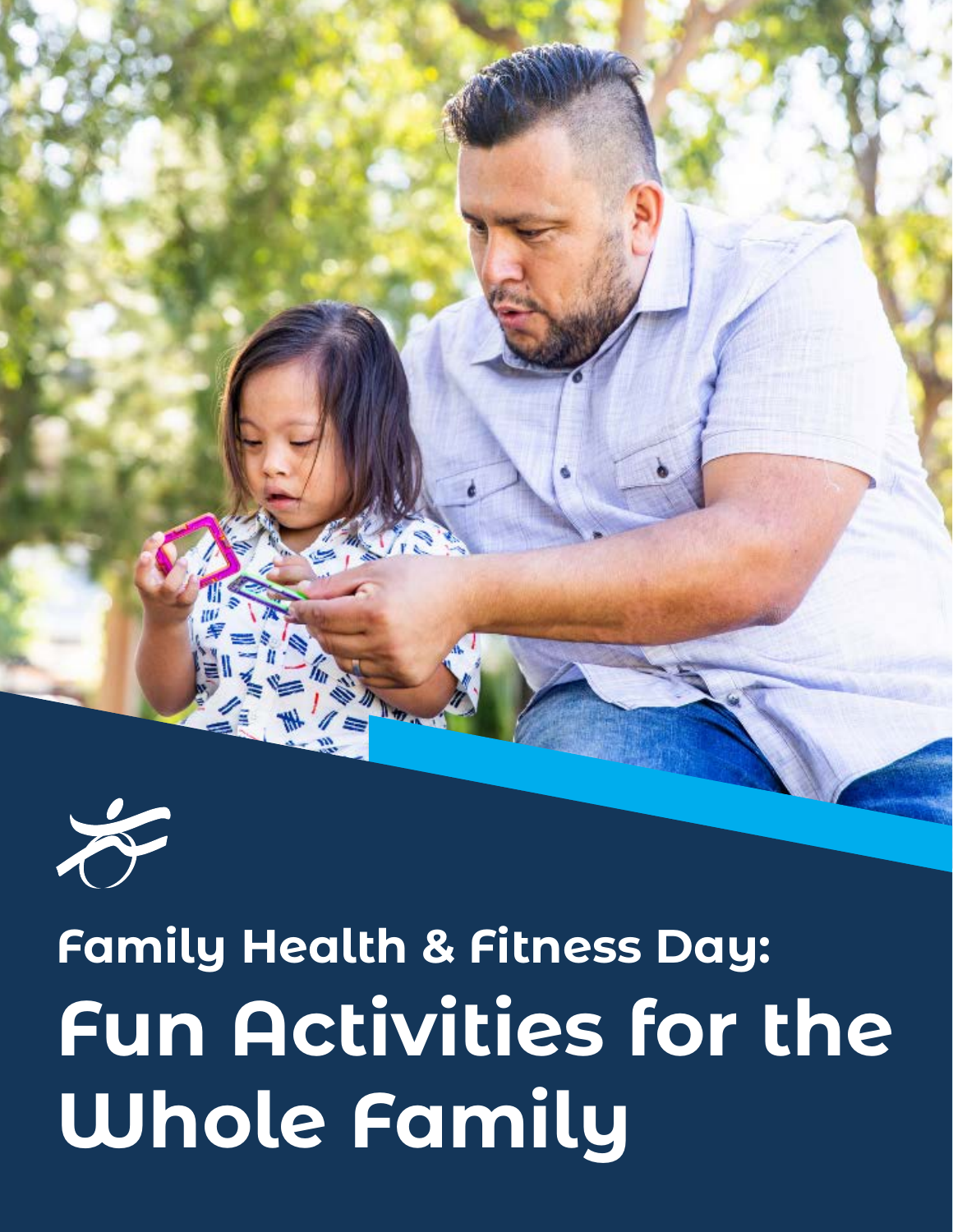# Family Health & Fitness Day:

# Fun Activities for the Whole Family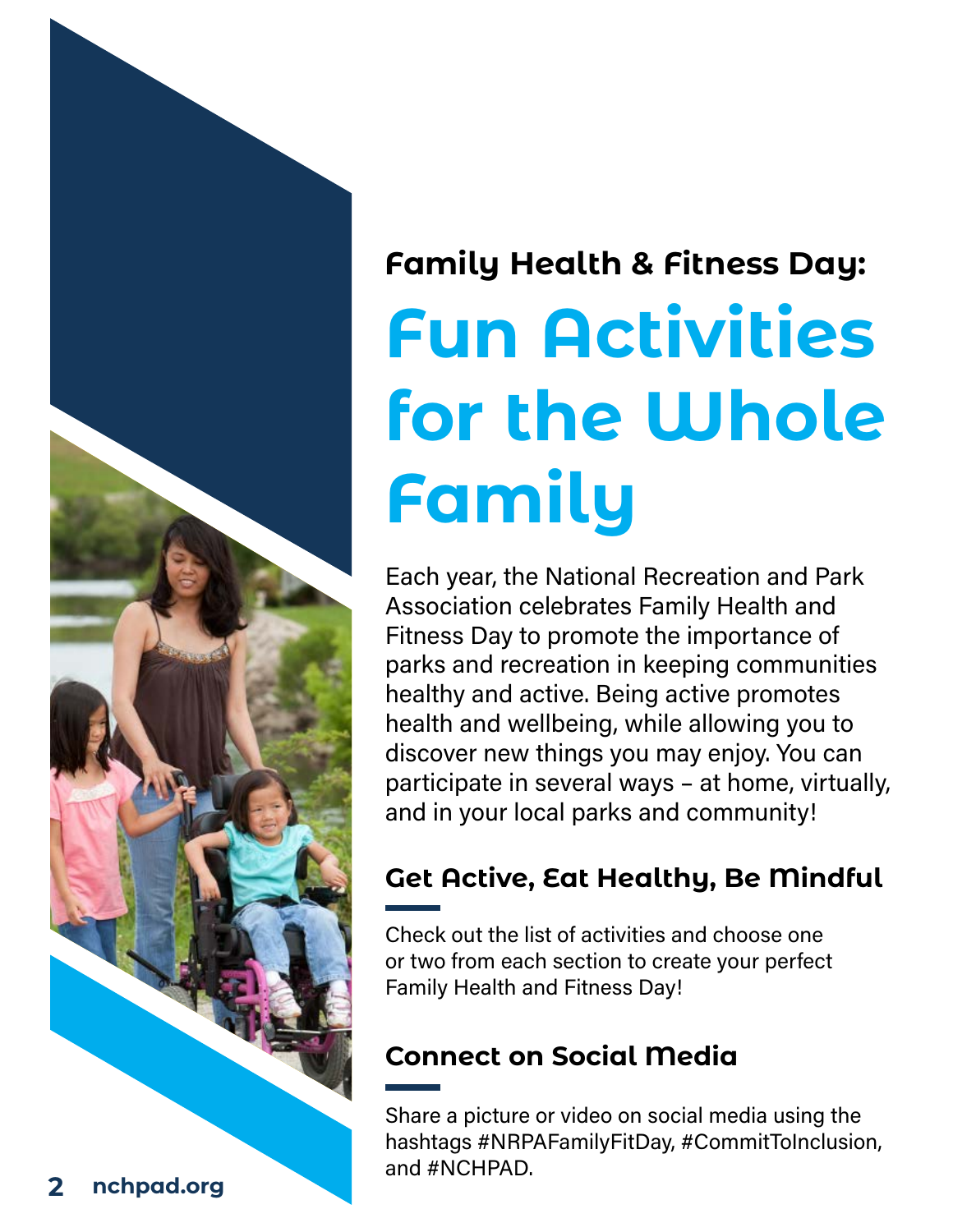## Family Health & Fitness Day:

# Fun Activities for the Whole Family

Each year, the National Recreation and Park Association celebrates Family Health and Fitness Day to promote the importance of parks and recreation in keeping communities healthy and active. Being active promotes health and wellbeing, while allowing you to discover new things you may enjoy. You can participate in several ways – at home, virtually, and in your local parks and community!

### Get Active, Eat Healthy, Be Mindful

Check out the list of activities and choose one or two from each section to create your perfect Family Health and Fitness Day!

### Connect on Social Media

Share a picture or video on social media using the hashtags #NRPAFamilyFitDay, #CommitToInclusion, and #NCHPAD.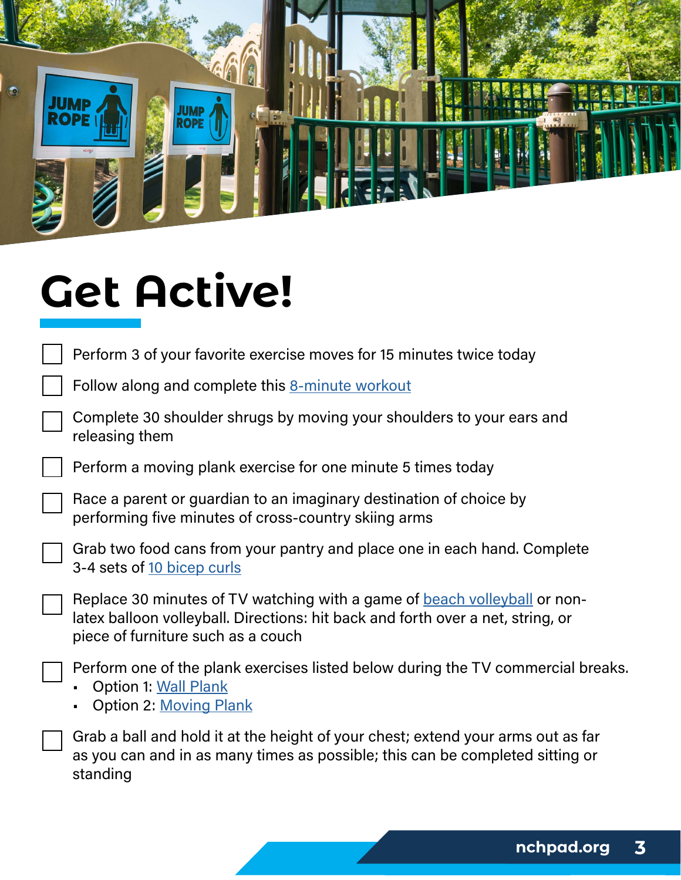# Get Active!

- [ ] Perform 3 of your favorite exercise moves for 15 minutes twice today
- [ ] Follow along and complete this 8-minute workout
- [ ] Complete 30 shoulder shrugs by moving your shoulders to your ears and releasing them
- [ ] Perform a moving plank exercise for one minute 5 times today
- [ ] Race a parent or guardian to an imaginary destination of choice by performing five minutes of cross-country skiing arms
- [ ] Grab two food cans from your pantry and place one in each hand. Complete 3-4 sets of 10 bicep curls
- [ ] Replace 30 minutes of TV watching with a game of beach volleyball or non-latex balloon volleyball. Directions: hit back and forth over a net, string, or piece of furniture such as a couch
- [ ] Perform one of the plank exercises listed below during the TV commercial breaks.
    - Option 1: Wall Plank
    - Option 2: Moving Plank
- [ ] Grab a ball and hold it at the height of your chest; extend your arms out as far as you can and in as many times as possible; this can be completed sitting or standing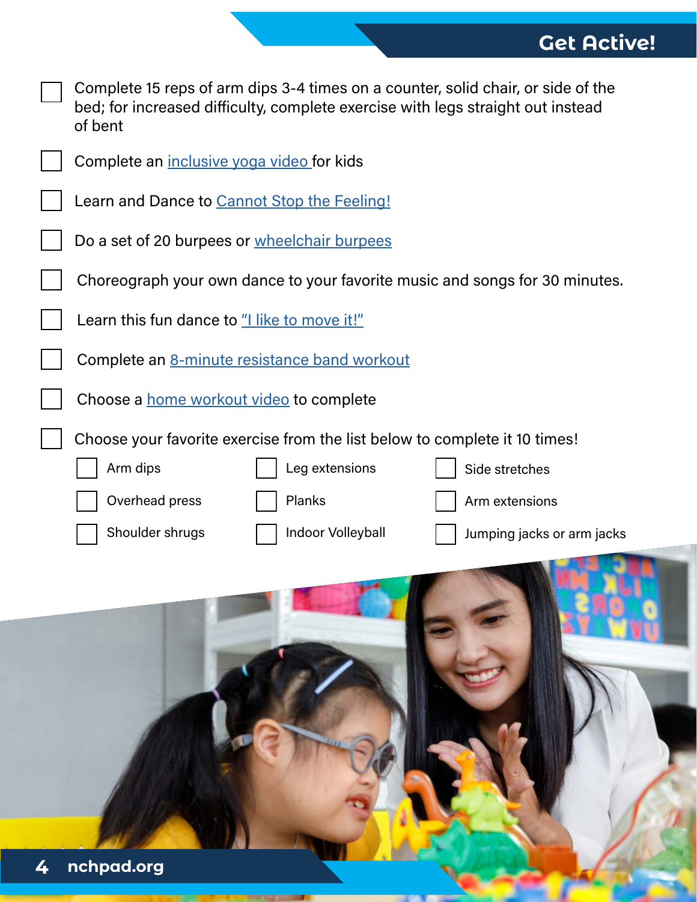## Get Active!

- [ ] Complete 15 reps of arm dips 3-4 times on a counter, solid chair, or side of the bed; for increased difficulty, complete exercise with legs straight out instead of bent
- [ ] Complete an inclusive yoga video for kids
- [ ] Learn and Dance to Cannot Stop the Feeling!
- [ ] Do a set of 20 burpees or wheelchair burpees
- [ ] Choreograph your own dance to your favorite music and songs for 30 minutes.
- [ ] Learn this fun dance to "I like to move it!"
- [ ] Complete an 8-minute resistance band workout
- [ ] Choose a home workout video to complete
- [ ] Choose your favorite exercise from the list below to complete it 10 times!
  - [ ] Arm dips
  - [ ] Overhead press
  - [ ] Shoulder shrugs
  - [ ] Leg extensions
  - [ ] Planks
  - [ ] Indoor Volleyball
  - [ ] Side stretches
  - [ ] Arm extensions
  - [ ] Jumping jacks or arm jacks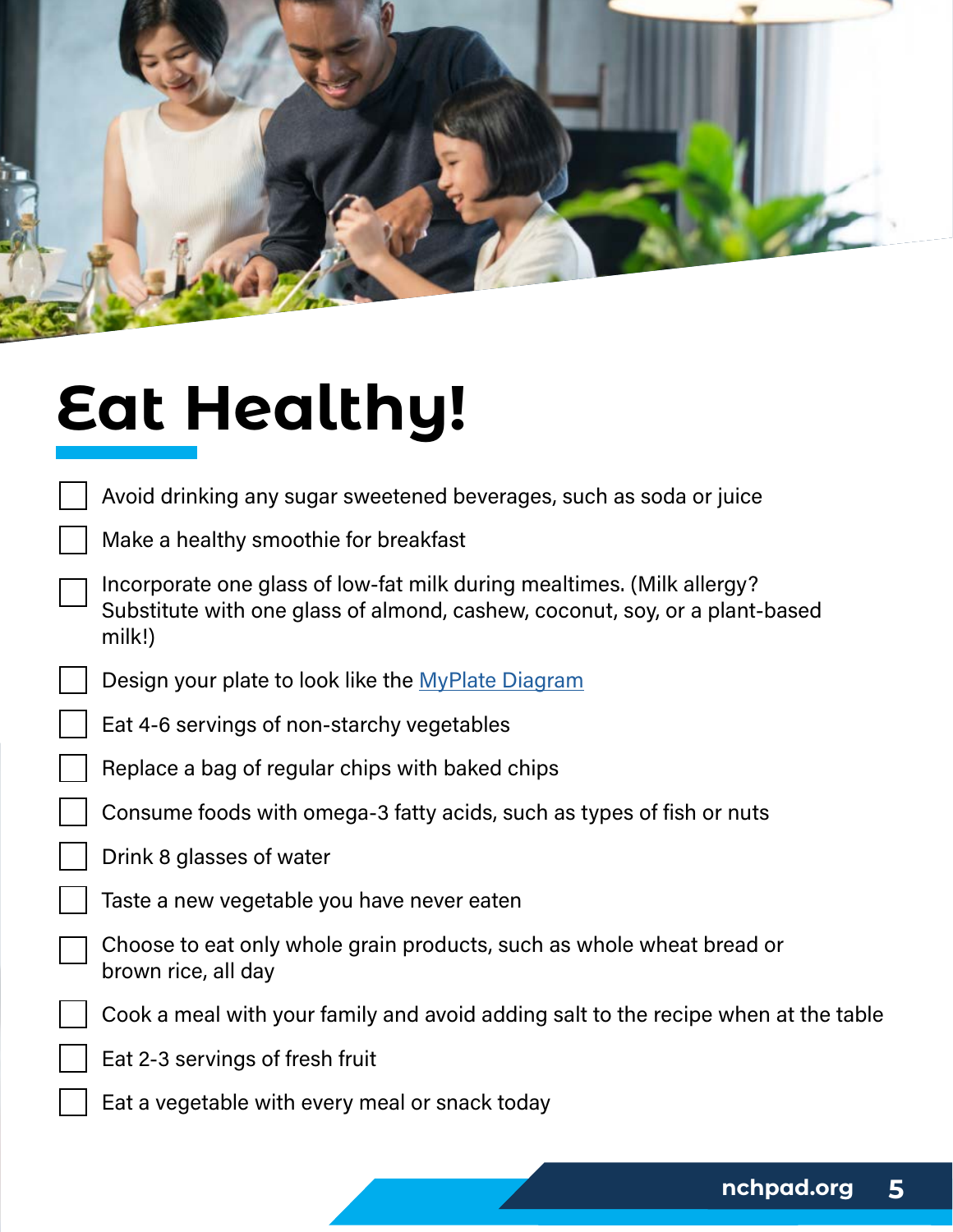# Eat Healthy!

- [ ] Avoid drinking any sugar sweetened beverages, such as soda or juice
- [ ] Make a healthy smoothie for breakfast
- [ ] Incorporate one glass of low-fat milk during mealtimes. (Milk allergy? Substitute with one glass of almond, cashew, coconut, soy, or a plant-based milk!)
- [ ] Design your plate to look like the MyPlate Diagram
- [ ] Eat 4-6 servings of non-starchy vegetables
- [ ] Replace a bag of regular chips with baked chips
- [ ] Consume foods with omega-3 fatty acids, such as types of fish or nuts
- [ ] Drink 8 glasses of water
- [ ] Taste a new vegetable you have never eaten
- [ ] Choose to eat only whole grain products, such as whole wheat bread or brown rice, all day
- [ ] Cook a meal with your family and avoid adding salt to the recipe when at the table
- [ ] Eat 2-3 servings of fresh fruit
- [ ] Eat a vegetable with every meal or snack today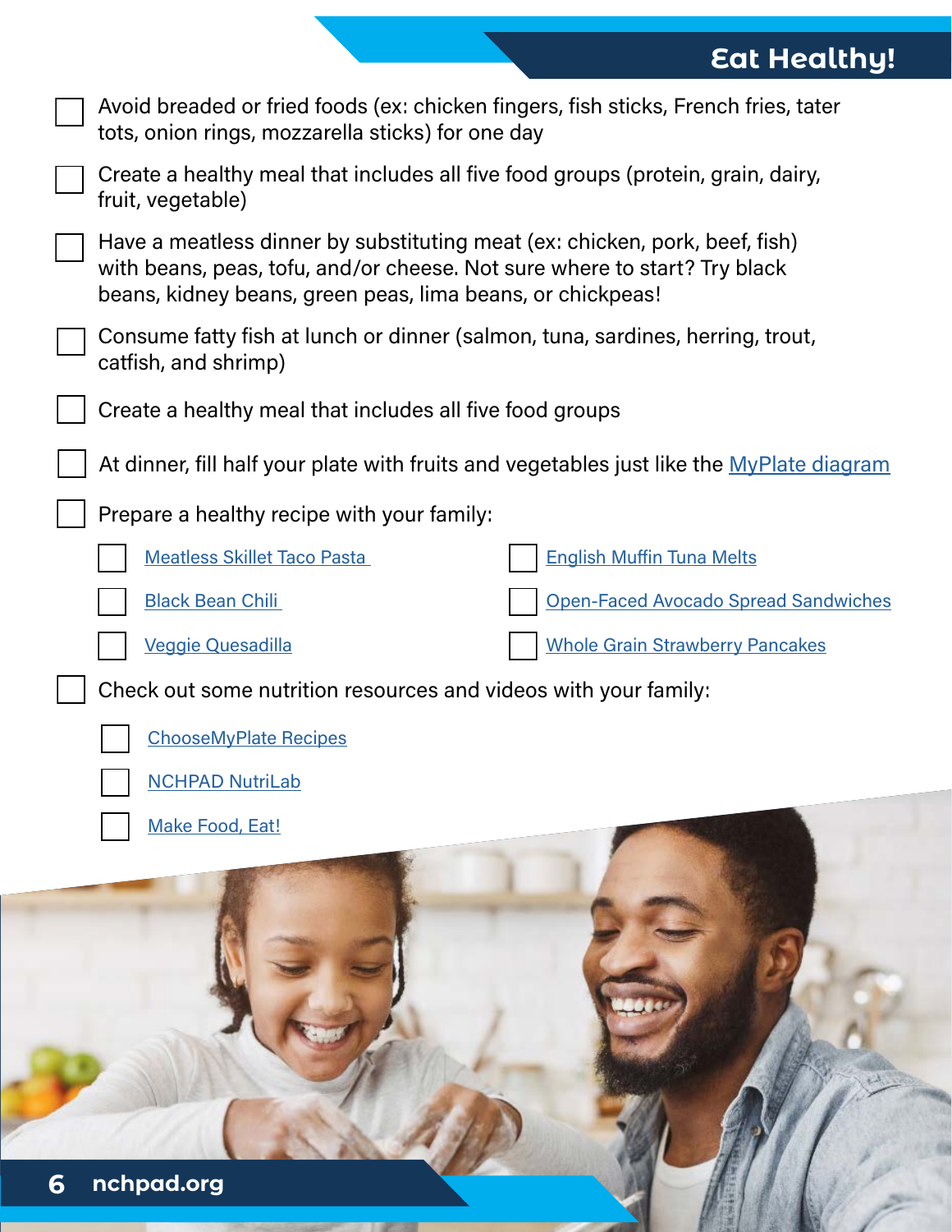# Eat Healthy!

- [ ] Avoid breaded or fried foods (ex: chicken fingers, fish sticks, French fries, tater tots, onion rings, mozzarella sticks) for one day
- [ ] Create a healthy meal that includes all five food groups (protein, grain, dairy, fruit, vegetable)
- [ ] Have a meatless dinner by substituting meat (ex: chicken, pork, beef, fish) with beans, peas, tofu, and/or cheese. Not sure where to start? Try black beans, kidney beans, green peas, lima beans, or chickpeas!
- [ ] Consume fatty fish at lunch or dinner (salmon, tuna, sardines, herring, trout, catfish, and shrimp)
- [ ] Create a healthy meal that includes all five food groups
- [ ] At dinner, fill half your plate with fruits and vegetables just like the MyPlate diagram
- [ ] Prepare a healthy recipe with your family:
  - [ ] Meatless Skillet Taco Pasta
  - [ ] Black Bean Chili
  - [ ] Veggie Quesadilla
  - [ ] English Muffin Tuna Melts
  - [ ] Open-Faced Avocado Spread Sandwiches
  - [ ] Whole Grain Strawberry Pancakes
- [ ] Check out some nutrition resources and videos with your family:
  - [ ] ChooseMyPlate Recipes
  - [ ] NCHPAD NutriLab
  - [ ] Make Food, Eat!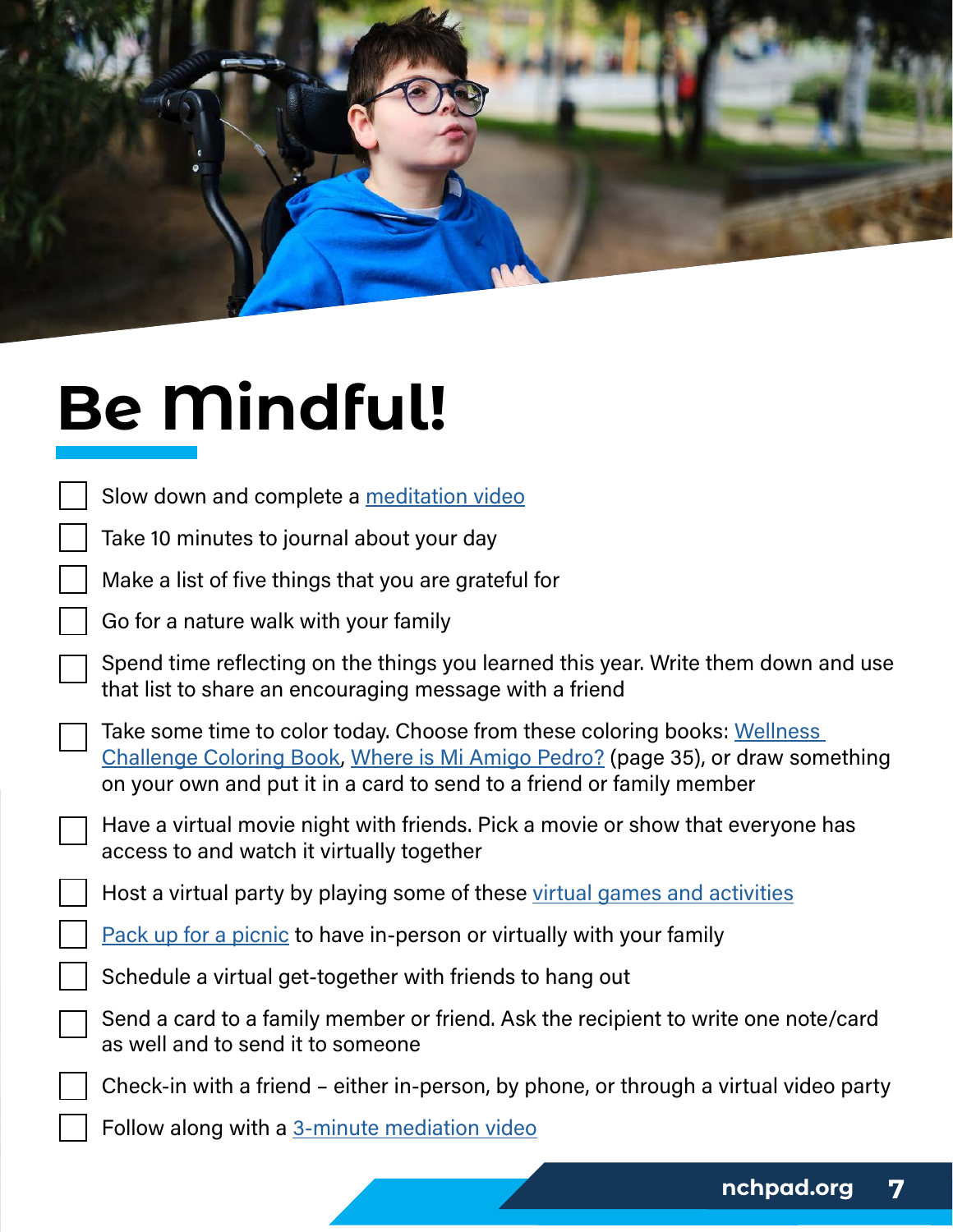# Be Mindful!

- [ ] Slow down and complete a meditation video
- [ ] Take 10 minutes to journal about your day
- [ ] Make a list of five things that you are grateful for
- [ ] Go for a nature walk with your family
- [ ] Spend time reflecting on the things you learned this year. Write them down and use that list to share an encouraging message with a friend
- [ ] Take some time to color today. Choose from these coloring books: Wellness Challenge Coloring Book, Where is Mi Amigo Pedro? (page 35), or draw something on your own and put it in a card to send to a friend or family member
- [ ] Have a virtual movie night with friends. Pick a movie or show that everyone has access to and watch it virtually together
- [ ] Host a virtual party by playing some of these virtual games and activities
- [ ] Pack up for a picnic to have in-person or virtually with your family
- [ ] Schedule a virtual get-together with friends to hang out
- [ ] Send a card to a family member or friend. Ask the recipient to write one note/card as well and to send it to someone
- [ ] Check-in with a friend – either in-person, by phone, or through a virtual video party
- [ ] Follow along with a 3-minute mediation video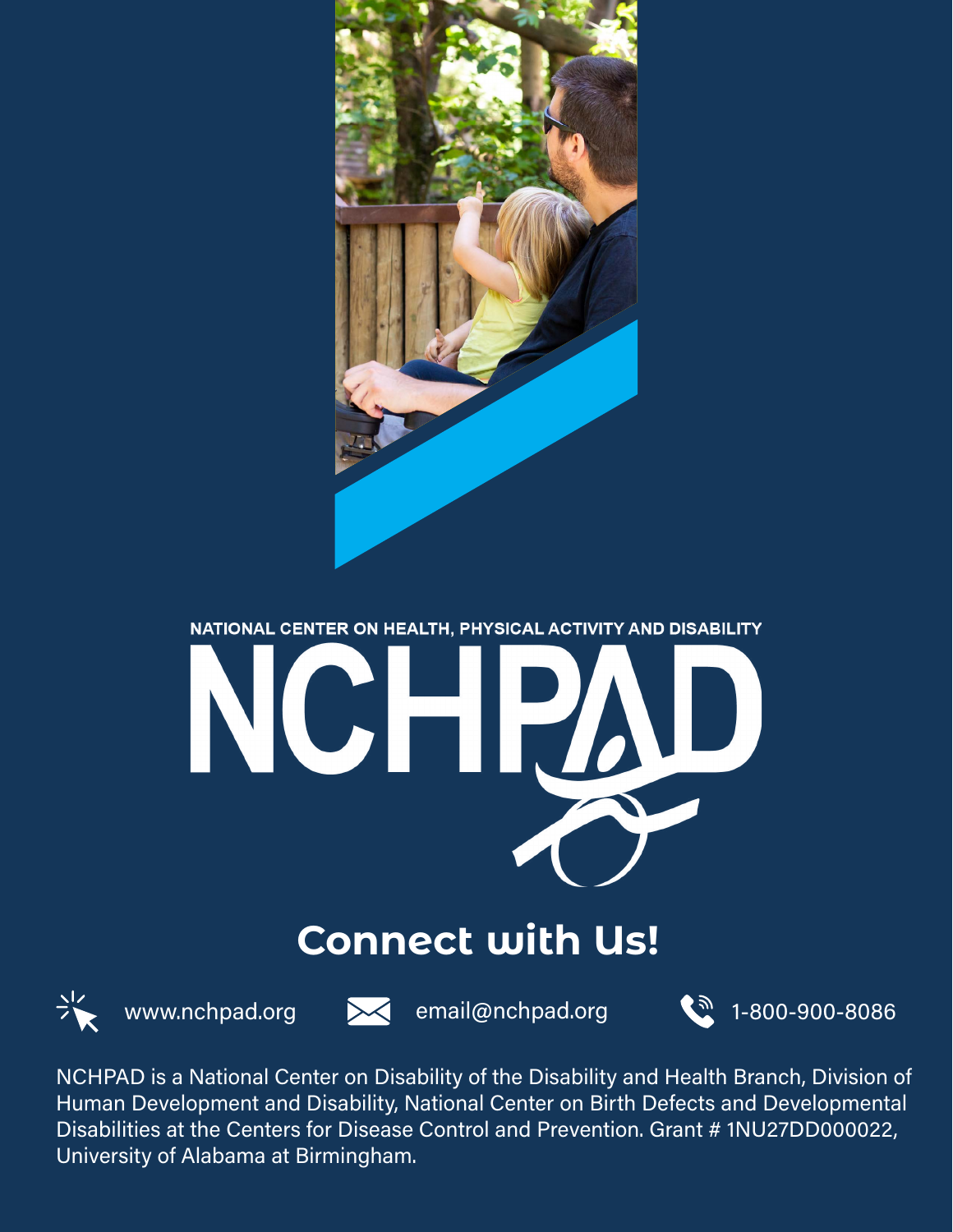NATIONAL CENTER ON HEALTH, PHYSICAL ACTIVITY AND DISABILITY

# NCHPAD

## Connect with Us!

www.nchpad.org

email@nchpad.org

1-800-900-8086

NCHPAD is a National Center on Disability of the Disability and Health Branch, Division of Human Development and Disability, National Center on Birth Defects and Developmental Disabilities at the Centers for Disease Control and Prevention. Grant # 1NU27DD000022, University of Alabama at Birmingham.